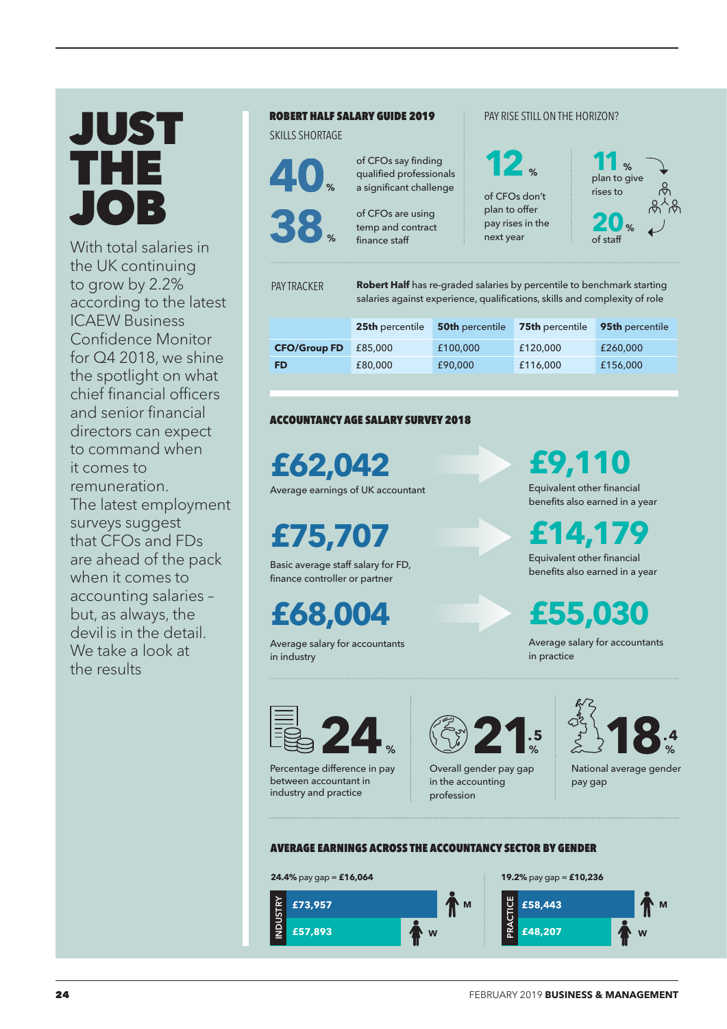# JUST THE JOB

With total salaries in the UK continuing to grow by 2.2% according to the latest ICAEW Business Confidence Monitor for Q4 2018, we shine the spotlight on what chief financial officers and senior financial directors can expect to command when it comes to remuneration. The latest employment surveys suggest that CFOs and FDs are ahead of the pack when it comes to accounting salaries – but, as always, the devil is in the detail. We take a look at the results

## ROBERT HALF SALARY GUIDE 2019

### SKILLS SHORTAGE

**40%** of CFOs say finding qualified professionals a significant challenge

**38%** of CFOs are using temp and contract finance staff

### PAY RISE STILL ON THE HORIZON?

**12%** of CFOs don't plan to offer pay rises in the next year

**11%** plan to give rises to **20%** of staff

### PAY TRACKER

**Robert Half** has re-graded salaries by percentile to benchmark starting salaries against experience, qualifications, skills and complexity of role

| | 25th percentile | 50th percentile | 75th percentile | 95th percentile |
|---|---|---|---|---|
| **CFO/Group FD** | £85,000 | £100,000 | £120,000 | £260,000 |
| **FD** | £80,000 | £90,000 | £116,000 | £156,000 |

## ACCOUNTANCY AGE SALARY SURVEY 2018

**£62,042** Average earnings of UK accountant → **£9,110** Equivalent other financial benefits also earned in a year

**£75,707** Basic average staff salary for FD, finance controller or partner → **£14,179** Equivalent other financial benefits also earned in a year

**£68,004** Average salary for accountants in industry → **£55,030** Average salary for accountants in practice

**24%** Percentage difference in pay between accountant in industry and practice

**21.5%** Overall gender pay gap in the accounting profession

**18.4%** National average gender pay gap

## AVERAGE EARNINGS ACROSS THE ACCOUNTANCY SECTOR BY GENDER

**INDUSTRY** – **24.4%** pay gap = **£16,064**

- M: £73,957
- W: £57,893

**PRACTICE** – **19.2%** pay gap = **£10,236**

- M: £58,443
- W: £48,207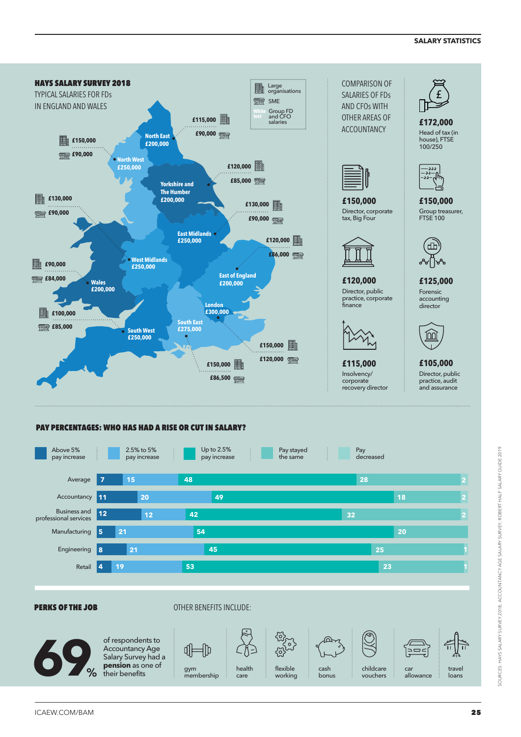# SALARY STATISTICS

## HAYS SALARY SURVEY 2018

TYPICAL SALARIES FOR FDs IN ENGLAND AND WALES

Large organisations
SME
White text: Group FD and CFO salaries

North East £200,000 — £115,000 / £90,000
North West £250,000 — £150,000 / £90,000
Yorkshire and The Humber £200,000 — £120,000 / £85,000
East Midlands £250,000 — £130,000 / £90,000
West Midlands £250,000 — £130,000 / £90,000
Wales £200,000 — £90,000 / £84,000
East of England £200,000 — £120,000 / £86,000
London £300,000 — £150,000 / £120,000
South East £275,000 — £150,000 / £86,500
South West £250,000 — £100,000 / £85,000

## COMPARISON OF SALARIES OF FDs AND CFOs WITH OTHER AREAS OF ACCOUNTANCY

**£172,000** Head of tax (in house), FTSE 100/250

**£150,000** Director, corporate tax, Big Four

**£150,000** Group treasurer, FTSE 100

**£120,000** Director, public practice, corporate finance

**£125,000** Forensic accounting director

**£115,000** Insolvency/ corporate recovery director

**£105,000** Director, public practice, audit and assurance

## PAY PERCENTAGES: WHO HAS HAD A RISE OR CUT IN SALARY?

Above 5% pay increase | 2.5% to 5% pay increase | Up to 2.5% pay increase | Pay stayed the same | Pay decreased

Average: 7, 15, 48, 28, 2
Accountancy: 11, 20, 49, 18, 2
Business and professional services: 12, 12, 42, 32, 2
Manufacturing: 5, 21, 54, 20
Engineering: 8, 21, 45, 25, 1
Retail: 4, 19, 53, 23, 1

## PERKS OF THE JOB

**69%** of respondents to Accountancy Age Salary Survey had a **pension** as one of their benefits

OTHER BENEFITS INCLUDE:

gym membership | health care | flexible working | cash bonus | childcare vouchers | car allowance | travel loans

SOURCES: HAYS SALARY SURVEY 2018, ACCOUNTANCY AGE SALARY SURVEY, ROBERT HALF SALARY GUIDE 2019